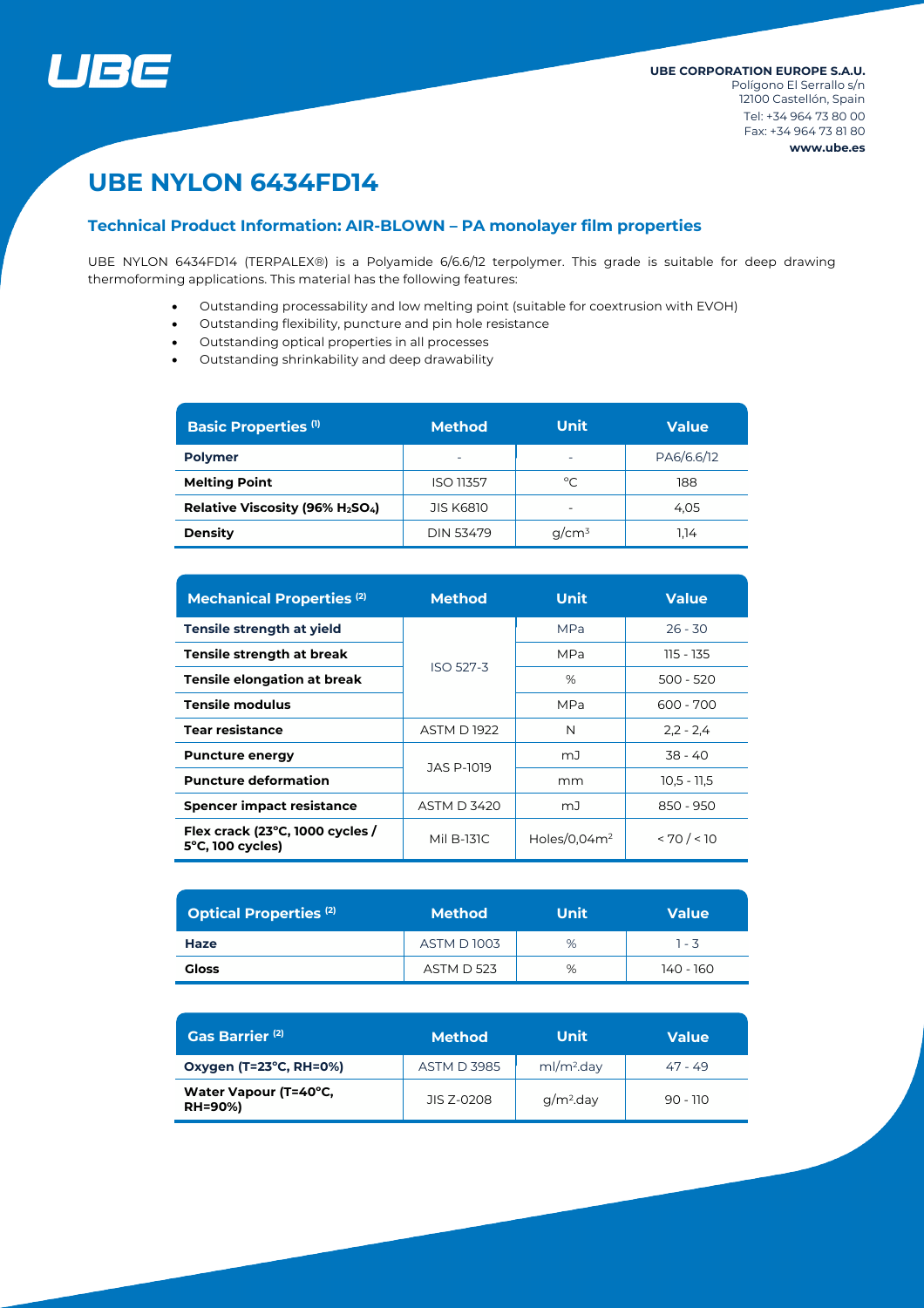UBE

**UBE CORPORATION EUROPE S.A.U.**
Polígono El Serrallo s/n
12100 Castellón, Spain
Tel: +34 964 73 80 00
Fax: +34 964 73 81 80
**www.ube.es**

# UBE NYLON 6434FD14

## Technical Product Information: AIR-BLOWN – PA monolayer film properties

UBE NYLON 6434FD14 (TERPALEX®) is a Polyamide 6/6.6/12 terpolymer. This grade is suitable for deep drawing thermoforming applications. This material has the following features:

- Outstanding processability and low melting point (suitable for coextrusion with EVOH)
- Outstanding flexibility, puncture and pin hole resistance
- Outstanding optical properties in all processes
- Outstanding shrinkability and deep drawability

| Basic Properties (1) | Method | Unit | Value |
|---|---|---|---|
| **Polymer** | - | - | PA6/6.6/12 |
| **Melting Point** | ISO 11357 | °C | 188 |
| **Relative Viscosity (96% $H_2SO_4$)** | JIS K6810 | - | 4,05 |
| **Density** | DIN 53479 | g/cm³ | 1,14 |

| Mechanical Properties (2) | Method | Unit | Value |
|---|---|---|---|
| **Tensile strength at yield** | ISO 527-3 | MPa | 26 - 30 |
| **Tensile strength at break** | ISO 527-3 | MPa | 115 - 135 |
| **Tensile elongation at break** | ISO 527-3 | % | 500 - 520 |
| **Tensile modulus** | ISO 527-3 | MPa | 600 - 700 |
| **Tear resistance** | ASTM D 1922 | N | 2,2 - 2,4 |
| **Puncture energy** | JAS P-1019 | mJ | 38 - 40 |
| **Puncture deformation** | JAS P-1019 | mm | 10,5 - 11,5 |
| **Spencer impact resistance** | ASTM D 3420 | mJ | 850 - 950 |
| **Flex crack (23°C, 1000 cycles / 5°C, 100 cycles)** | Mil B-131C | Holes/0,04m² | < 70 / < 10 |

| Optical Properties (2) | Method | Unit | Value |
|---|---|---|---|
| **Haze** | ASTM D 1003 | % | 1 - 3 |
| **Gloss** | ASTM D 523 | % | 140 - 160 |

| Gas Barrier (2) | Method | Unit | Value |
|---|---|---|---|
| **Oxygen (T=23°C, RH=0%)** | ASTM D 3985 | ml/m².day | 47 - 49 |
| **Water Vapour (T=40°C, RH=90%)** | JIS Z-0208 | g/m².day | 90 - 110 |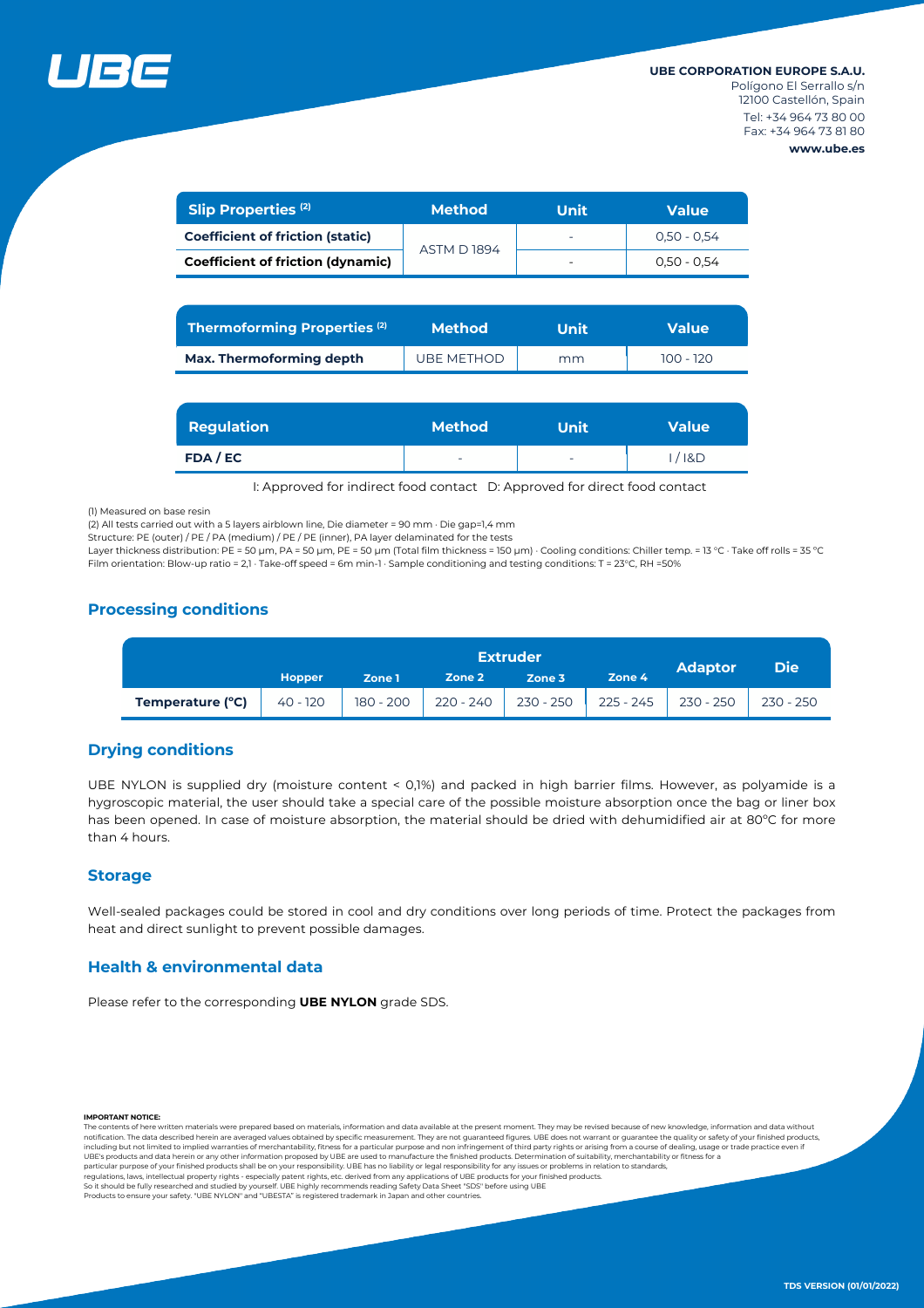UBE CORPORATION EUROPE S.A.U.
Polígono El Serrallo s/n
12100 Castellón, Spain
Tel: +34 964 73 80 00
Fax: +34 964 73 81 80
www.ube.es

| Slip Properties (2) | Method | Unit | Value |
|---|---|---|---|
| Coefficient of friction (static) | ASTM D 1894 | - | 0,50 - 0,54 |
| Coefficient of friction (dynamic) | | - | 0,50 - 0,54 |

| Thermoforming Properties (2) | Method | Unit | Value |
|---|---|---|---|
| Max. Thermoforming depth | UBE METHOD | mm | 100 - 120 |

| Regulation | Method | Unit | Value |
|---|---|---|---|
| FDA / EC | - | - | I / I&D |

I: Approved for indirect food contact   D: Approved for direct food contact

(1) Measured on base resin
(2) All tests carried out with a 5 layers airblown line, Die diameter = 90 mm · Die gap=1,4 mm
Structure: PE (outer) / PE / PA (medium) / PE / PE (inner), PA layer delaminated for the tests
Layer thickness distribution: PE = 50 µm, PA = 50 µm, PE = 50 µm (Total film thickness = 150 µm) · Cooling conditions: Chiller temp. = 13 °C · Take off rolls = 35 °C
Film orientation: Blow-up ratio = 2,1 · Take-off speed = 6m min-1 · Sample conditioning and testing conditions: T = 23°C, RH =50%

## Processing conditions

| | Extruder | | | | | Adaptor | Die |
|---|---|---|---|---|---|---|---|
| | Hopper | Zone 1 | Zone 2 | Zone 3 | Zone 4 | | |
| Temperature (°C) | 40 - 120 | 180 - 200 | 220 - 240 | 230 - 250 | 225 - 245 | 230 - 250 | 230 - 250 |

## Drying conditions

UBE NYLON is supplied dry (moisture content < 0,1%) and packed in high barrier films. However, as polyamide is a hygroscopic material, the user should take a special care of the possible moisture absorption once the bag or liner box has been opened. In case of moisture absorption, the material should be dried with dehumidified air at 80°C for more than 4 hours.

## Storage

Well-sealed packages could be stored in cool and dry conditions over long periods of time. Protect the packages from heat and direct sunlight to prevent possible damages.

## Health & environmental data

Please refer to the corresponding **UBE NYLON** grade SDS.

**IMPORTANT NOTICE:**
The contents of here written materials were prepared based on materials, information and data available at the present moment. They may be revised because of new knowledge, information and data without notification. The data described herein are averaged values obtained by specific measurement. They are not guaranteed figures. UBE does not warrant or guarantee the quality or safety of your finished products, including but not limited to implied warranties of merchantability, fitness for a particular purpose and non infringement of third party rights or arising from a course of dealing, usage or trade practice even if UBE's products and data herein or any other information proposed by UBE are used to manufacture the finished products. Determination of suitability, merchantability or fitness for a particular purpose of your finished products shall be on your responsibility. UBE has no liability or legal responsibility for any issues or problems in relation to standards, regulations, laws, intellectual property rights - especially patent rights, etc. derived from any applications of UBE products for your finished products. So it should be fully researched and studied by yourself. UBE highly recommends reading Safety Data Sheet "SDS" before using UBE Products to ensure your safety. "UBE NYLON" and "UBESTA" is registered trademark in Japan and other countries.

TDS VERSION (01/01/2022)